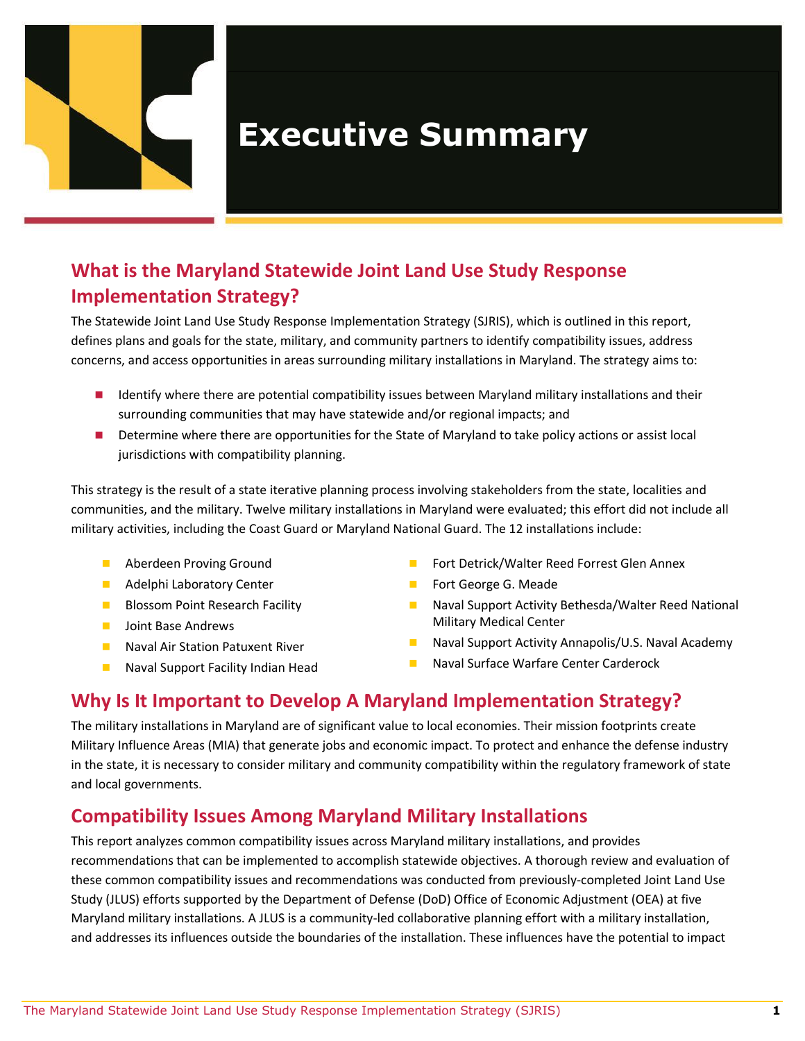# Executive Summary

## What is the Maryland Statewide Joint Land Use Study Response Implementation Strategy?

The Statewide Joint Land Use Study Response Implementation Strategy (SJRIS), which is outlined in this report, defines plans and goals for the state, military, and community partners to identify compatibility issues, address concerns, and access opportunities in areas surrounding military installations in Maryland. The strategy aims to:

- Identify where there are potential compatibility issues between Maryland military installations and their surrounding communities that may have statewide and/or regional impacts; and
- Determine where there are opportunities for the State of Maryland to take policy actions or assist local jurisdictions with compatibility planning.

This strategy is the result of a state iterative planning process involving stakeholders from the state, localities and communities, and the military. Twelve military installations in Maryland were evaluated; this effort did not include all military activities, including the Coast Guard or Maryland National Guard. The 12 installations include:

- Aberdeen Proving Ground
- Adelphi Laboratory Center
- Blossom Point Research Facility
- Joint Base Andrews
- Naval Air Station Patuxent River
- Naval Support Facility Indian Head
- Fort Detrick/Walter Reed Forrest Glen Annex
- Fort George G. Meade
- Naval Support Activity Bethesda/Walter Reed National Military Medical Center
- Naval Support Activity Annapolis/U.S. Naval Academy
- Naval Surface Warfare Center Carderock

## Why Is It Important to Develop A Maryland Implementation Strategy?

The military installations in Maryland are of significant value to local economies. Their mission footprints create Military Influence Areas (MIA) that generate jobs and economic impact. To protect and enhance the defense industry in the state, it is necessary to consider military and community compatibility within the regulatory framework of state and local governments.

## Compatibility Issues Among Maryland Military Installations

This report analyzes common compatibility issues across Maryland military installations, and provides recommendations that can be implemented to accomplish statewide objectives. A thorough review and evaluation of these common compatibility issues and recommendations was conducted from previously-completed Joint Land Use Study (JLUS) efforts supported by the Department of Defense (DoD) Office of Economic Adjustment (OEA) at five Maryland military installations. A JLUS is a community-led collaborative planning effort with a military installation, and addresses its influences outside the boundaries of the installation. These influences have the potential to impact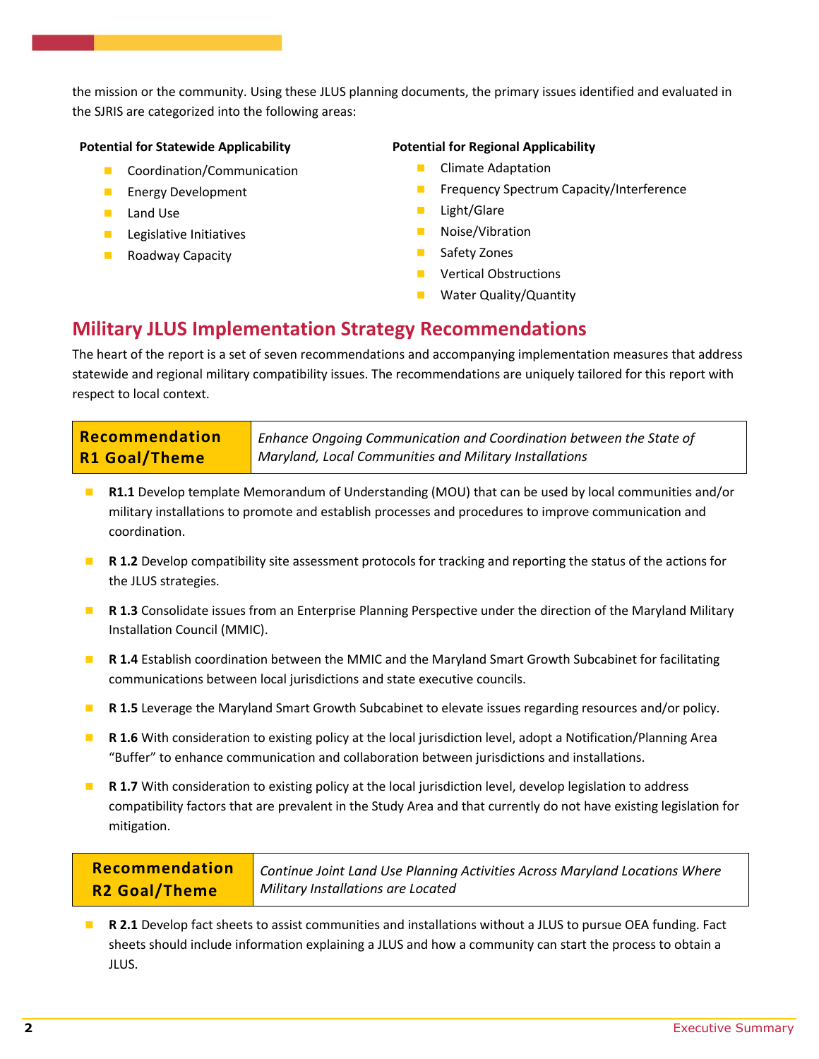the mission or the community. Using these JLUS planning documents, the primary issues identified and evaluated in the SJRIS are categorized into the following areas:

**Potential for Statewide Applicability**

- Coordination/Communication
- Energy Development
- Land Use
- Legislative Initiatives
- Roadway Capacity

**Potential for Regional Applicability**

- Climate Adaptation
- Frequency Spectrum Capacity/Interference
- Light/Glare
- Noise/Vibration
- Safety Zones
- Vertical Obstructions
- Water Quality/Quantity

## Military JLUS Implementation Strategy Recommendations

The heart of the report is a set of seven recommendations and accompanying implementation measures that address statewide and regional military compatibility issues. The recommendations are uniquely tailored for this report with respect to local context.

| **Recommendation R1 Goal/Theme** | *Enhance Ongoing Communication and Coordination between the State of Maryland, Local Communities and Military Installations* |
|---|---|

- **R1.1** Develop template Memorandum of Understanding (MOU) that can be used by local communities and/or military installations to promote and establish processes and procedures to improve communication and coordination.
- **R 1.2** Develop compatibility site assessment protocols for tracking and reporting the status of the actions for the JLUS strategies.
- **R 1.3** Consolidate issues from an Enterprise Planning Perspective under the direction of the Maryland Military Installation Council (MMIC).
- **R 1.4** Establish coordination between the MMIC and the Maryland Smart Growth Subcabinet for facilitating communications between local jurisdictions and state executive councils.
- **R 1.5** Leverage the Maryland Smart Growth Subcabinet to elevate issues regarding resources and/or policy.
- **R 1.6** With consideration to existing policy at the local jurisdiction level, adopt a Notification/Planning Area "Buffer" to enhance communication and collaboration between jurisdictions and installations.
- **R 1.7** With consideration to existing policy at the local jurisdiction level, develop legislation to address compatibility factors that are prevalent in the Study Area and that currently do not have existing legislation for mitigation.

| **Recommendation R2 Goal/Theme** | *Continue Joint Land Use Planning Activities Across Maryland Locations Where Military Installations are Located* |
|---|---|

- **R 2.1** Develop fact sheets to assist communities and installations without a JLUS to pursue OEA funding. Fact sheets should include information explaining a JLUS and how a community can start the process to obtain a JLUS.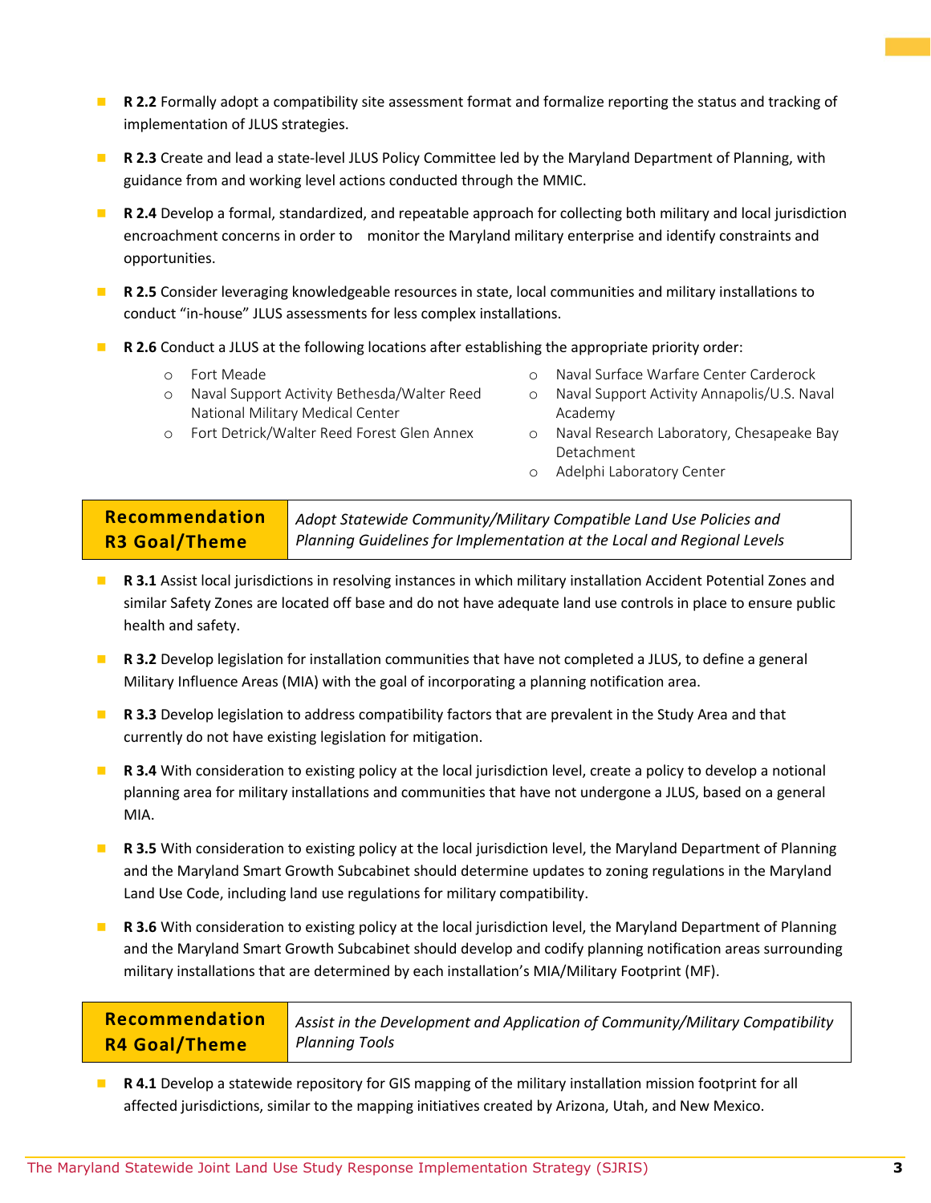- **R 2.2** Formally adopt a compatibility site assessment format and formalize reporting the status and tracking of implementation of JLUS strategies.
- **R 2.3** Create and lead a state-level JLUS Policy Committee led by the Maryland Department of Planning, with guidance from and working level actions conducted through the MMIC.
- **R 2.4** Develop a formal, standardized, and repeatable approach for collecting both military and local jurisdiction encroachment concerns in order to monitor the Maryland military enterprise and identify constraints and opportunities.
- **R 2.5** Consider leveraging knowledgeable resources in state, local communities and military installations to conduct "in-house" JLUS assessments for less complex installations.
- **R 2.6** Conduct a JLUS at the following locations after establishing the appropriate priority order:
  - Fort Meade
  - Naval Support Activity Bethesda/Walter Reed National Military Medical Center
  - Fort Detrick/Walter Reed Forest Glen Annex
  - Naval Surface Warfare Center Carderock
  - Naval Support Activity Annapolis/U.S. Naval Academy
  - Naval Research Laboratory, Chesapeake Bay Detachment
  - Adelphi Laboratory Center

| **Recommendation R3 Goal/Theme** | *Adopt Statewide Community/Military Compatible Land Use Policies and Planning Guidelines for Implementation at the Local and Regional Levels* |
|---|---|

- **R 3.1** Assist local jurisdictions in resolving instances in which military installation Accident Potential Zones and similar Safety Zones are located off base and do not have adequate land use controls in place to ensure public health and safety.
- **R 3.2** Develop legislation for installation communities that have not completed a JLUS, to define a general Military Influence Areas (MIA) with the goal of incorporating a planning notification area.
- **R 3.3** Develop legislation to address compatibility factors that are prevalent in the Study Area and that currently do not have existing legislation for mitigation.
- **R 3.4** With consideration to existing policy at the local jurisdiction level, create a policy to develop a notional planning area for military installations and communities that have not undergone a JLUS, based on a general MIA.
- **R 3.5** With consideration to existing policy at the local jurisdiction level, the Maryland Department of Planning and the Maryland Smart Growth Subcabinet should determine updates to zoning regulations in the Maryland Land Use Code, including land use regulations for military compatibility.
- **R 3.6** With consideration to existing policy at the local jurisdiction level, the Maryland Department of Planning and the Maryland Smart Growth Subcabinet should develop and codify planning notification areas surrounding military installations that are determined by each installation's MIA/Military Footprint (MF).

| **Recommendation R4 Goal/Theme** | *Assist in the Development and Application of Community/Military Compatibility Planning Tools* |
|---|---|

- **R 4.1** Develop a statewide repository for GIS mapping of the military installation mission footprint for all affected jurisdictions, similar to the mapping initiatives created by Arizona, Utah, and New Mexico.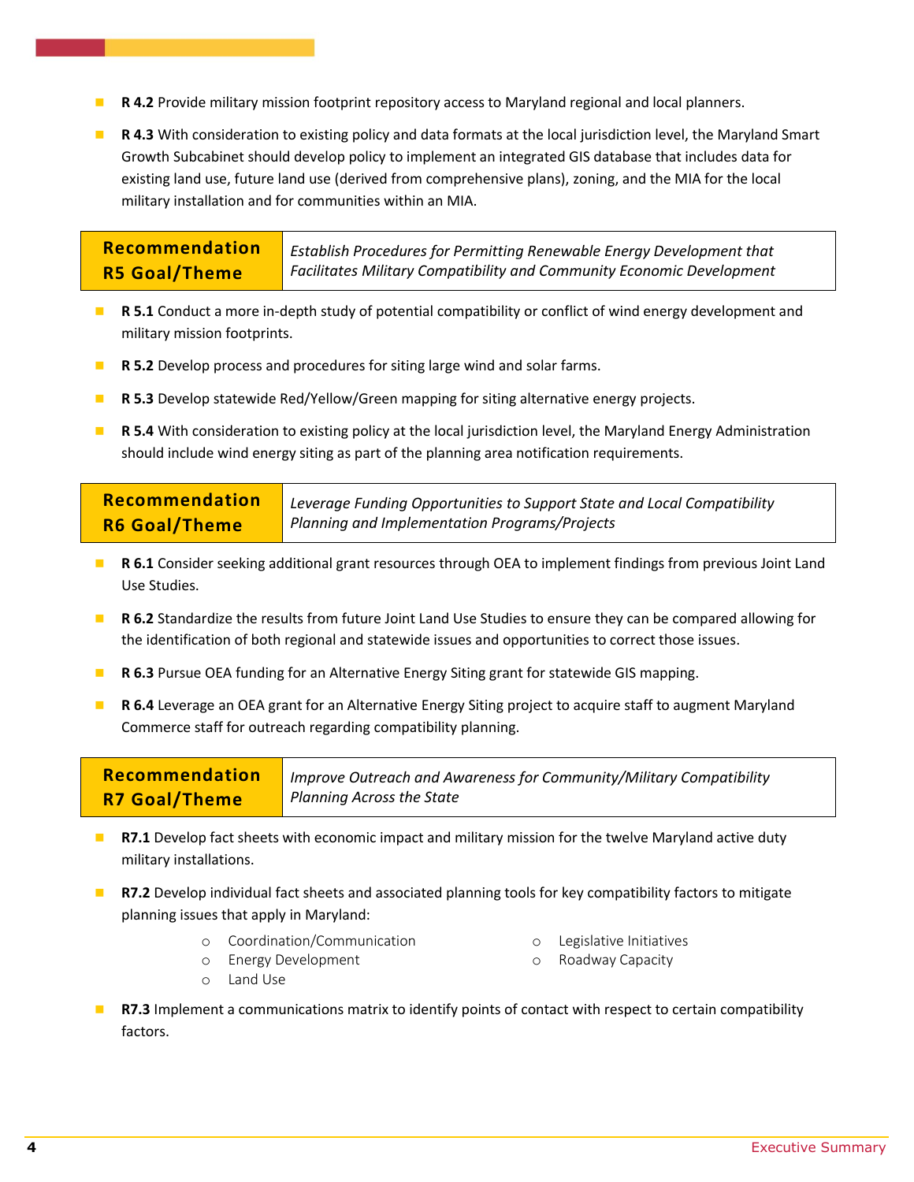- **R 4.2** Provide military mission footprint repository access to Maryland regional and local planners.
- **R 4.3** With consideration to existing policy and data formats at the local jurisdiction level, the Maryland Smart Growth Subcabinet should develop policy to implement an integrated GIS database that includes data for existing land use, future land use (derived from comprehensive plans), zoning, and the MIA for the local military installation and for communities within an MIA.

| **Recommendation R5 Goal/Theme** | *Establish Procedures for Permitting Renewable Energy Development that Facilitates Military Compatibility and Community Economic Development* |
|---|---|

- **R 5.1** Conduct a more in-depth study of potential compatibility or conflict of wind energy development and military mission footprints.
- **R 5.2** Develop process and procedures for siting large wind and solar farms.
- **R 5.3** Develop statewide Red/Yellow/Green mapping for siting alternative energy projects.
- **R 5.4** With consideration to existing policy at the local jurisdiction level, the Maryland Energy Administration should include wind energy siting as part of the planning area notification requirements.

| **Recommendation R6 Goal/Theme** | *Leverage Funding Opportunities to Support State and Local Compatibility Planning and Implementation Programs/Projects* |
|---|---|

- **R 6.1** Consider seeking additional grant resources through OEA to implement findings from previous Joint Land Use Studies.
- **R 6.2** Standardize the results from future Joint Land Use Studies to ensure they can be compared allowing for the identification of both regional and statewide issues and opportunities to correct those issues.
- **R 6.3** Pursue OEA funding for an Alternative Energy Siting grant for statewide GIS mapping.
- **R 6.4** Leverage an OEA grant for an Alternative Energy Siting project to acquire staff to augment Maryland Commerce staff for outreach regarding compatibility planning.

| **Recommendation R7 Goal/Theme** | *Improve Outreach and Awareness for Community/Military Compatibility Planning Across the State* |
|---|---|

- **R7.1** Develop fact sheets with economic impact and military mission for the twelve Maryland active duty military installations.
- **R7.2** Develop individual fact sheets and associated planning tools for key compatibility factors to mitigate planning issues that apply in Maryland:
  - Coordination/Communication
  - Energy Development
  - Land Use
  - Legislative Initiatives
  - Roadway Capacity
- **R7.3** Implement a communications matrix to identify points of contact with respect to certain compatibility factors.